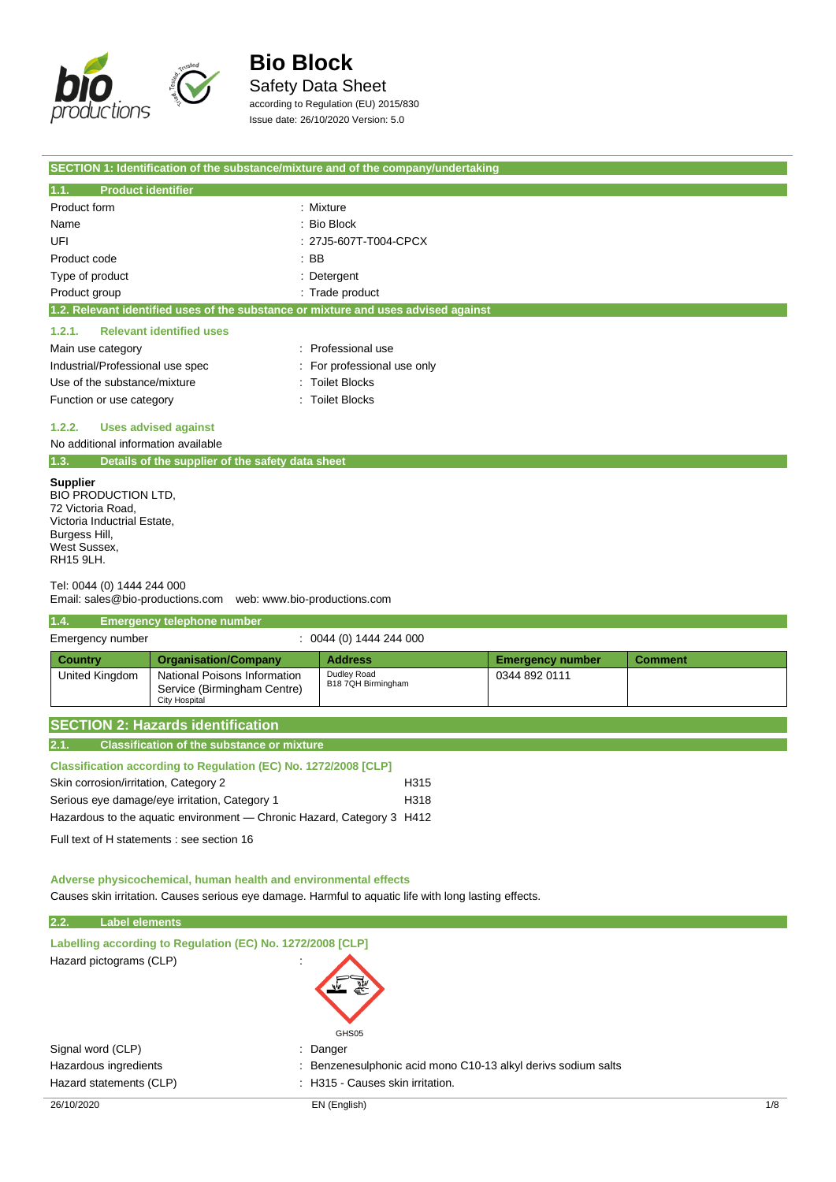# Bio Block

## Safety Data Sheet

according to Regulation (EU) 2015/830
Issue date: 26/10/2020 Version: 5.0

## SECTION 1: Identification of the substance/mixture and of the company/undertaking

### 1.1. Product identifier

| | |
|---|---|
| Product form | : Mixture |
| Name | : Bio Block |
| UFI | : 27J5-607T-T004-CPCX |
| Product code | : BB |
| Type of product | : Detergent |
| Product group | : Trade product |

### 1.2. Relevant identified uses of the substance or mixture and uses advised against

#### 1.2.1. Relevant identified uses

| | |
|---|---|
| Main use category | : Professional use |
| Industrial/Professional use spec | : For professional use only |
| Use of the substance/mixture | : Toilet Blocks |
| Function or use category | : Toilet Blocks |

#### 1.2.2. Uses advised against

No additional information available

### 1.3. Details of the supplier of the safety data sheet

**Supplier**
BIO PRODUCTION LTD,
72 Victoria Road,
Victoria Industrial Estate,
Burgess Hill,
West Sussex,
RH15 9LH.

Tel: 0044 (0) 1444 244 000
Email: sales@bio-productions.com web: www.bio-productions.com

### 1.4. Emergency telephone number

Emergency number : 0044 (0) 1444 244 000

| Country | Organisation/Company | Address | Emergency number | Comment |
|---|---|---|---|---|
| United Kingdom | National Poisons Information Service (Birmingham Centre) City Hospital | Dudley Road B18 7QH Birmingham | 0344 892 0111 | |

## SECTION 2: Hazards identification

### 2.1. Classification of the substance or mixture

**Classification according to Regulation (EC) No. 1272/2008 [CLP]**

| | |
|---|---|
| Skin corrosion/irritation, Category 2 | H315 |
| Serious eye damage/eye irritation, Category 1 | H318 |
| Hazardous to the aquatic environment — Chronic Hazard, Category 3 | H412 |

Full text of H statements : see section 16

**Adverse physicochemical, human health and environmental effects**

Causes skin irritation. Causes serious eye damage. Harmful to aquatic life with long lasting effects.

### 2.2. Label elements

**Labelling according to Regulation (EC) No. 1272/2008 [CLP]**

Hazard pictograms (CLP) :

GHS05

| | |
|---|---|
| Signal word (CLP) | : Danger |
| Hazardous ingredients | : Benzenesulphonic acid mono C10-13 alkyl derivs sodium salts |
| Hazard statements (CLP) | : H315 - Causes skin irritation. |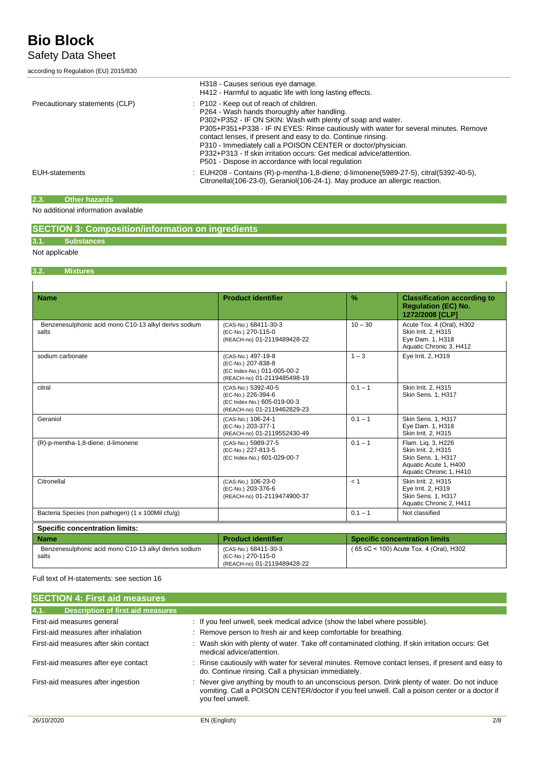| | |
|---|---|
| | H318 - Causes serious eye damage.<br>H412 - Harmful to aquatic life with long lasting effects. |
| Precautionary statements (CLP) | : P102 - Keep out of reach of children.<br>P264 - Wash hands thoroughly after handling.<br>P302+P352 - IF ON SKIN: Wash with plenty of soap and water.<br>P305+P351+P338 - IF IN EYES: Rinse cautiously with water for several minutes. Remove contact lenses, if present and easy to do. Continue rinsing.<br>P310 - Immediately call a POISON CENTER or doctor/physician.<br>P332+P313 - If skin irritation occurs: Get medical advice/attention.<br>P501 - Dispose in accordance with local regulation |
| EUH-statements | : EUH208 - Contains (R)-p-mentha-1,8-diene; d-limonene(5989-27-5), citral(5392-40-5), Citronellal(106-23-0), Geraniol(106-24-1). May produce an allergic reaction. |

### 2.3. Other hazards

No additional information available

## SECTION 3: Composition/information on ingredients

### 3.1. Substances

Not applicable

### 3.2. Mixtures

| Name | Product identifier | % | Classification according to Regulation (EC) No. 1272/2008 [CLP] |
|---|---|---|---|
| Benzenesulphonic acid mono C10-13 alkyl derivs sodium salts | (CAS-No.) 68411-30-3<br>(EC-No.) 270-115-0<br>(REACH-no) 01-2119489428-22 | 10 – 30 | Acute Tox. 4 (Oral), H302<br>Skin Irrit. 2, H315<br>Eye Dam. 1, H318<br>Aquatic Chronic 3, H412 |
| sodium carbonate | (CAS-No.) 497-19-8<br>(EC-No.) 207-838-8<br>(EC Index-No.) 011-005-00-2<br>(REACH-no) 01-2119485498-19 | 1 – 3 | Eye Irrit. 2, H319 |
| citral | (CAS-No.) 5392-40-5<br>(EC-No.) 226-394-6<br>(EC Index-No.) 605-019-00-3<br>(REACH-no) 01-2119462829-23 | 0.1 – 1 | Skin Irrit. 2, H315<br>Skin Sens. 1, H317 |
| Geraniol | (CAS-No.) 106-24-1<br>(EC-No.) 203-377-1<br>(REACH-no) 01-2119552430-49 | 0.1 – 1 | Skin Sens. 1, H317<br>Eye Dam. 1, H318<br>Skin Irrit. 2, H315 |
| (R)-p-mentha-1,8-diene; d-limonene | (CAS-No.) 5989-27-5<br>(EC-No.) 227-813-5<br>(EC Index-No.) 601-029-00-7 | 0.1 – 1 | Flam. Liq. 3, H226<br>Skin Irrit. 2, H315<br>Skin Sens. 1, H317<br>Aquatic Acute 1, H400<br>Aquatic Chronic 1, H410 |
| Citronellal | (CAS-No.) 106-23-0<br>(EC-No.) 203-376-6<br>(REACH-no) 01-2119474900-37 | < 1 | Skin Irrit. 2, H315<br>Eye Irrit. 2, H319<br>Skin Sens. 1, H317<br>Aquatic Chronic 2, H411 |
| Bacteria Species (non pathogen) (1 x 100Mil cfu/g) | | 0.1 – 1 | Not classified |

**Specific concentration limits:**

| Name | Product identifier | Specific concentration limits |
|---|---|---|
| Benzenesulphonic acid mono C10-13 alkyl derivs sodium salts | (CAS-No.) 68411-30-3<br>(EC-No.) 270-115-0<br>(REACH-no) 01-2119489428-22 | ( 65 ≤C < 100) Acute Tox. 4 (Oral), H302 |

Full text of H-statements: see section 16

## SECTION 4: First aid measures

### 4.1. Description of first aid measures

| | |
|---|---|
| First-aid measures general | : If you feel unwell, seek medical advice (show the label where possible). |
| First-aid measures after inhalation | : Remove person to fresh air and keep comfortable for breathing. |
| First-aid measures after skin contact | : Wash skin with plenty of water. Take off contaminated clothing. If skin irritation occurs: Get medical advice/attention. |
| First-aid measures after eye contact | : Rinse cautiously with water for several minutes. Remove contact lenses, if present and easy to do. Continue rinsing. Call a physician immediately. |
| First-aid measures after ingestion | : Never give anything by mouth to an unconscious person. Drink plenty of water. Do not induce vomiting. Call a POISON CENTER/doctor if you feel unwell. Call a poison center or a doctor if you feel unwell. |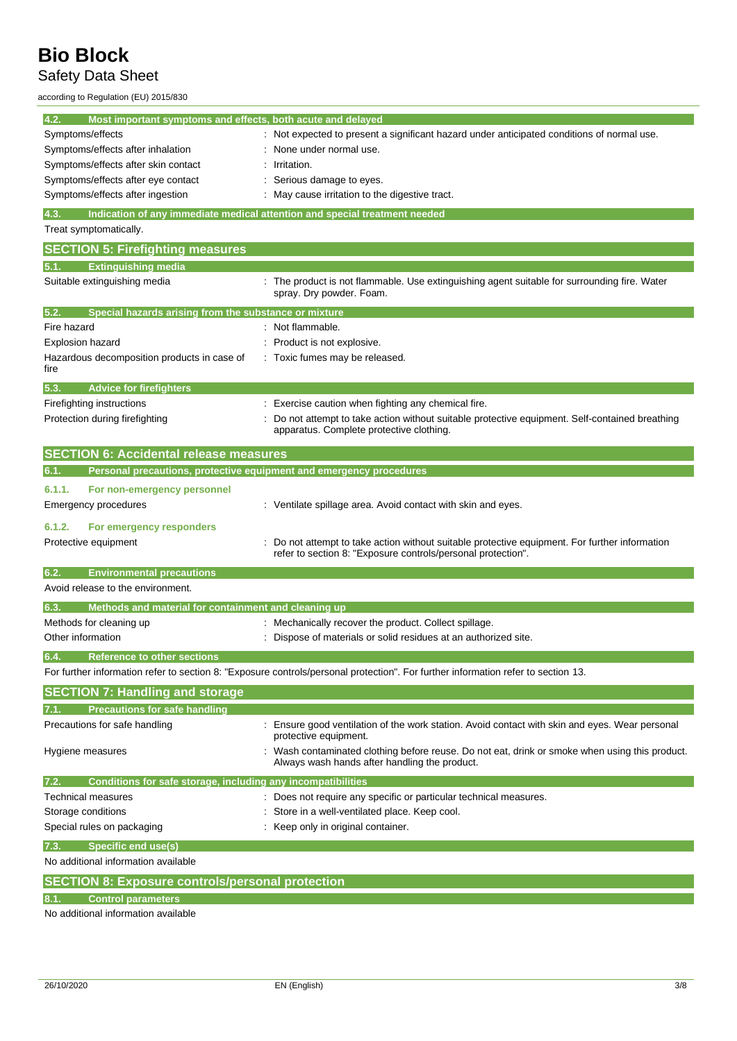### 4.2. Most important symptoms and effects, both acute and delayed

| | |
|---|---|
| Symptoms/effects | : Not expected to present a significant hazard under anticipated conditions of normal use. |
| Symptoms/effects after inhalation | : None under normal use. |
| Symptoms/effects after skin contact | : Irritation. |
| Symptoms/effects after eye contact | : Serious damage to eyes. |
| Symptoms/effects after ingestion | : May cause irritation to the digestive tract. |

### 4.3. Indication of any immediate medical attention and special treatment needed

Treat symptomatically.

## SECTION 5: Firefighting measures

### 5.1. Extinguishing media

| | |
|---|---|
| Suitable extinguishing media | : The product is not flammable. Use extinguishing agent suitable for surrounding fire. Water spray. Dry powder. Foam. |

### 5.2. Special hazards arising from the substance or mixture

| | |
|---|---|
| Fire hazard | : Not flammable. |
| Explosion hazard | : Product is not explosive. |
| Hazardous decomposition products in case of fire | : Toxic fumes may be released. |

### 5.3. Advice for firefighters

| | |
|---|---|
| Firefighting instructions | : Exercise caution when fighting any chemical fire. |
| Protection during firefighting | : Do not attempt to take action without suitable protective equipment. Self-contained breathing apparatus. Complete protective clothing. |

## SECTION 6: Accidental release measures

### 6.1. Personal precautions, protective equipment and emergency procedures

#### 6.1.1. For non-emergency personnel

| | |
|---|---|
| Emergency procedures | : Ventilate spillage area. Avoid contact with skin and eyes. |

#### 6.1.2. For emergency responders

| | |
|---|---|
| Protective equipment | : Do not attempt to take action without suitable protective equipment. For further information refer to section 8: "Exposure controls/personal protection". |

### 6.2. Environmental precautions

Avoid release to the environment.

### 6.3. Methods and material for containment and cleaning up

| | |
|---|---|
| Methods for cleaning up | : Mechanically recover the product. Collect spillage. |
| Other information | : Dispose of materials or solid residues at an authorized site. |

### 6.4. Reference to other sections

For further information refer to section 8: "Exposure controls/personal protection". For further information refer to section 13.

## SECTION 7: Handling and storage

### 7.1. Precautions for safe handling

| | |
|---|---|
| Precautions for safe handling | : Ensure good ventilation of the work station. Avoid contact with skin and eyes. Wear personal protective equipment. |
| Hygiene measures | : Wash contaminated clothing before reuse. Do not eat, drink or smoke when using this product. Always wash hands after handling the product. |

### 7.2. Conditions for safe storage, including any incompatibilities

| | |
|---|---|
| Technical measures | : Does not require any specific or particular technical measures. |
| Storage conditions | : Store in a well-ventilated place. Keep cool. |
| Special rules on packaging | : Keep only in original container. |

### 7.3. Specific end use(s)

No additional information available

## SECTION 8: Exposure controls/personal protection

### 8.1. Control parameters

No additional information available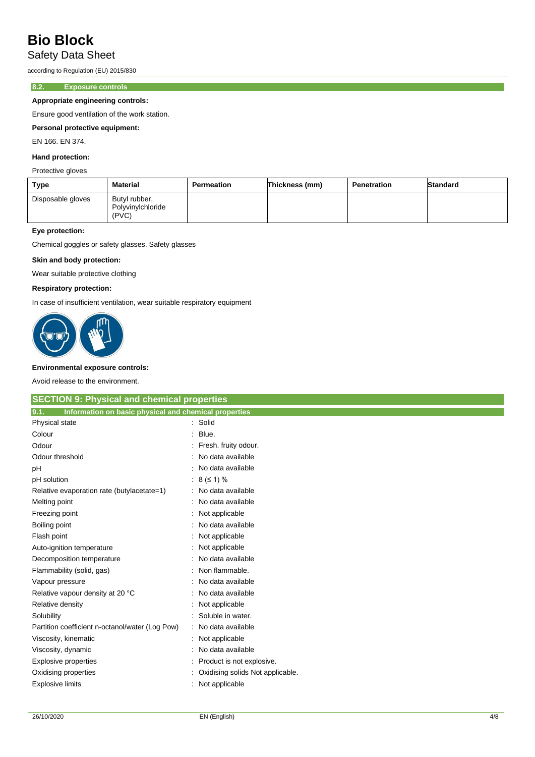### 8.2. Exposure controls

**Appropriate engineering controls:**

Ensure good ventilation of the work station.

**Personal protective equipment:**

EN 166. EN 374.

**Hand protection:**

Protective gloves

| Type | Material | Permeation | Thickness (mm) | Penetration | Standard |
|---|---|---|---|---|---|
| Disposable gloves | Butyl rubber, Polyvinylchloride (PVC) | | | | |

**Eye protection:**

Chemical goggles or safety glasses. Safety glasses

**Skin and body protection:**

Wear suitable protective clothing

**Respiratory protection:**

In case of insufficient ventilation, wear suitable respiratory equipment

**Environmental exposure controls:**

Avoid release to the environment.

## SECTION 9: Physical and chemical properties

### 9.1. Information on basic physical and chemical properties

| | |
|---|---|
| Physical state | : Solid |
| Colour | : Blue. |
| Odour | : Fresh. fruity odour. |
| Odour threshold | : No data available |
| pH | : No data available |
| pH solution | : 8 (≤ 1) % |
| Relative evaporation rate (butylacetate=1) | : No data available |
| Melting point | : No data available |
| Freezing point | : Not applicable |
| Boiling point | : No data available |
| Flash point | : Not applicable |
| Auto-ignition temperature | : Not applicable |
| Decomposition temperature | : No data available |
| Flammability (solid, gas) | : Non flammable. |
| Vapour pressure | : No data available |
| Relative vapour density at 20 °C | : No data available |
| Relative density | : Not applicable |
| Solubility | : Soluble in water. |
| Partition coefficient n-octanol/water (Log Pow) | : No data available |
| Viscosity, kinematic | : Not applicable |
| Viscosity, dynamic | : No data available |
| Explosive properties | : Product is not explosive. |
| Oxidising properties | : Oxidising solids Not applicable. |
| Explosive limits | : Not applicable |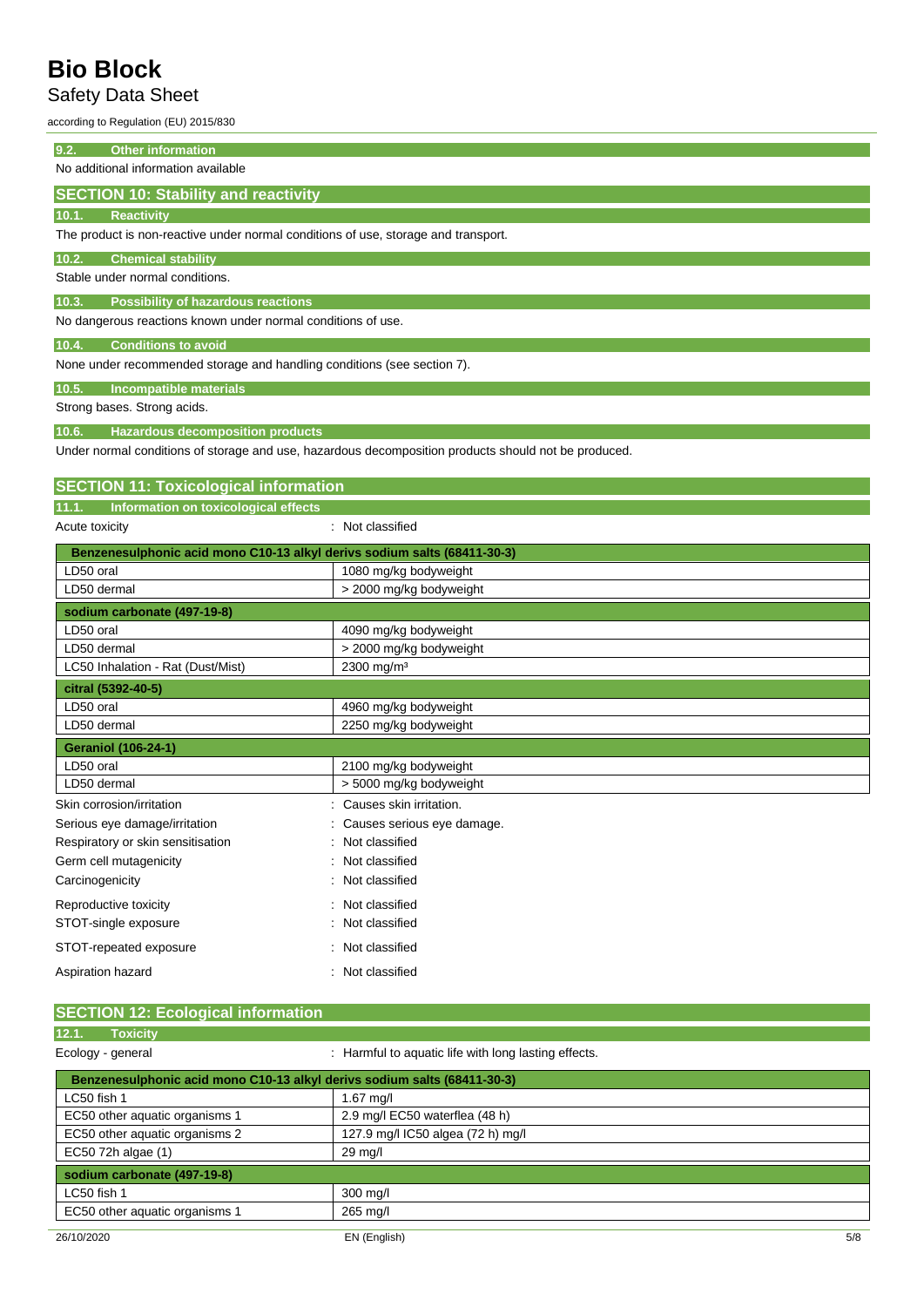### 9.2. Other information

No additional information available

## SECTION 10: Stability and reactivity

### 10.1. Reactivity

The product is non-reactive under normal conditions of use, storage and transport.

### 10.2. Chemical stability

Stable under normal conditions.

### 10.3. Possibility of hazardous reactions

No dangerous reactions known under normal conditions of use.

### 10.4. Conditions to avoid

None under recommended storage and handling conditions (see section 7).

### 10.5. Incompatible materials

Strong bases. Strong acids.

### 10.6. Hazardous decomposition products

Under normal conditions of storage and use, hazardous decomposition products should not be produced.

## SECTION 11: Toxicological information

### 11.1. Information on toxicological effects

Acute toxicity : Not classified

| Benzenesulphonic acid mono C10-13 alkyl derivs sodium salts (68411-30-3) | |
|---|---|
| LD50 oral | 1080 mg/kg bodyweight |
| LD50 dermal | > 2000 mg/kg bodyweight |
| **sodium carbonate (497-19-8)** | |
| LD50 oral | 4090 mg/kg bodyweight |
| LD50 dermal | > 2000 mg/kg bodyweight |
| LC50 Inhalation - Rat (Dust/Mist) | 2300 mg/m³ |
| **citral (5392-40-5)** | |
| LD50 oral | 4960 mg/kg bodyweight |
| LD50 dermal | 2250 mg/kg bodyweight |
| **Geraniol (106-24-1)** | |
| LD50 oral | 2100 mg/kg bodyweight |
| LD50 dermal | > 5000 mg/kg bodyweight |

Skin corrosion/irritation : Causes skin irritation.

Serious eye damage/irritation : Causes serious eye damage.

Respiratory or skin sensitisation : Not classified

Germ cell mutagenicity : Not classified

Carcinogenicity : Not classified

Reproductive toxicity : Not classified

STOT-single exposure : Not classified

STOT-repeated exposure : Not classified

Aspiration hazard : Not classified

## SECTION 12: Ecological information

### 12.1. Toxicity

Ecology - general : Harmful to aquatic life with long lasting effects.

| Benzenesulphonic acid mono C10-13 alkyl derivs sodium salts (68411-30-3) | |
|---|---|
| LC50 fish 1 | 1.67 mg/l |
| EC50 other aquatic organisms 1 | 2.9 mg/l EC50 waterflea (48 h) |
| EC50 other aquatic organisms 2 | 127.9 mg/l IC50 algea (72 h) mg/l |
| EC50 72h algae (1) | 29 mg/l |
| **sodium carbonate (497-19-8)** | |
| LC50 fish 1 | 300 mg/l |
| EC50 other aquatic organisms 1 | 265 mg/l |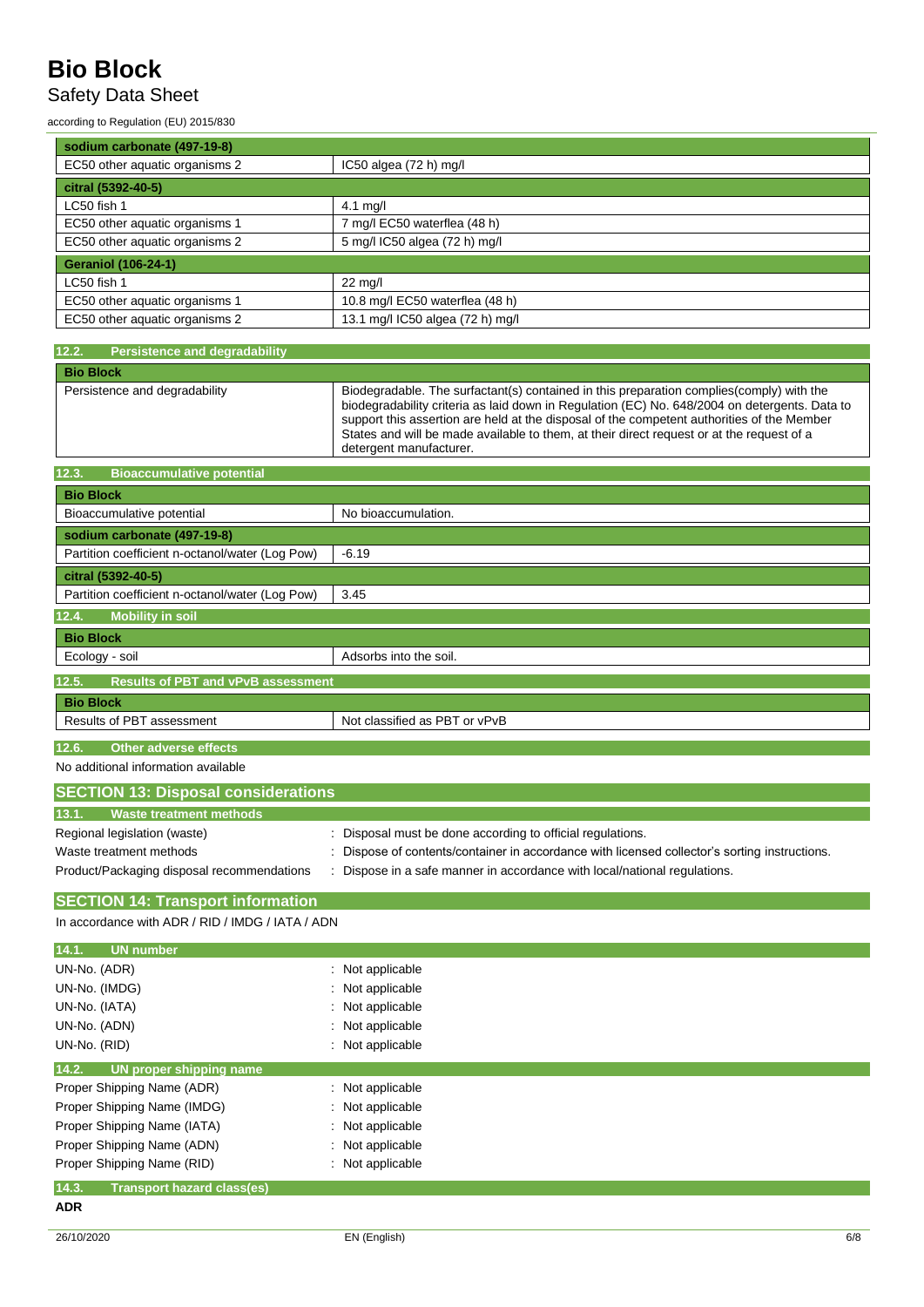| sodium carbonate (497-19-8) | |
| --- | --- |
| EC50 other aquatic organisms 2 | IC50 algea (72 h) mg/l |
| **citral (5392-40-5)** | |
| LC50 fish 1 | 4.1 mg/l |
| EC50 other aquatic organisms 1 | 7 mg/l EC50 waterflea (48 h) |
| EC50 other aquatic organisms 2 | 5 mg/l IC50 algea (72 h) mg/l |
| **Geraniol (106-24-1)** | |
| LC50 fish 1 | 22 mg/l |
| EC50 other aquatic organisms 1 | 10.8 mg/l EC50 waterflea (48 h) |
| EC50 other aquatic organisms 2 | 13.1 mg/l IC50 algea (72 h) mg/l |

### 12.2. Persistence and degradability

| Bio Block | |
| --- | --- |
| Persistence and degradability | Biodegradable. The surfactant(s) contained in this preparation complies(comply) with the biodegradability criteria as laid down in Regulation (EC) No. 648/2004 on detergents. Data to support this assertion are held at the disposal of the competent authorities of the Member States and will be made available to them, at their direct request or at the request of a detergent manufacturer. |

### 12.3. Bioaccumulative potential

| Bio Block | |
| --- | --- |
| Bioaccumulative potential | No bioaccumulation. |
| **sodium carbonate (497-19-8)** | |
| Partition coefficient n-octanol/water (Log Pow) | -6.19 |
| **citral (5392-40-5)** | |
| Partition coefficient n-octanol/water (Log Pow) | 3.45 |

### 12.4. Mobility in soil

| Bio Block | |
| --- | --- |
| Ecology - soil | Adsorbs into the soil. |

### 12.5. Results of PBT and vPvB assessment

| Bio Block | |
| --- | --- |
| Results of PBT assessment | Not classified as PBT or vPvB |

### 12.6. Other adverse effects

No additional information available

## SECTION 13: Disposal considerations

### 13.1. Waste treatment methods

Regional legislation (waste) : Disposal must be done according to official regulations.

Waste treatment methods : Dispose of contents/container in accordance with licensed collector's sorting instructions.

Product/Packaging disposal recommendations : Dispose in a safe manner in accordance with local/national regulations.

## SECTION 14: Transport information

In accordance with ADR / RID / IMDG / IATA / ADN

### 14.1. UN number

UN-No. (ADR) : Not applicable

UN-No. (IMDG) : Not applicable

UN-No. (IATA) : Not applicable

UN-No. (ADN) : Not applicable

UN-No. (RID) : Not applicable

### 14.2. UN proper shipping name

Proper Shipping Name (ADR) : Not applicable

Proper Shipping Name (IMDG) : Not applicable

Proper Shipping Name (IATA) : Not applicable

Proper Shipping Name (ADN) : Not applicable

Proper Shipping Name (RID) : Not applicable

### 14.3. Transport hazard class(es)

**ADR**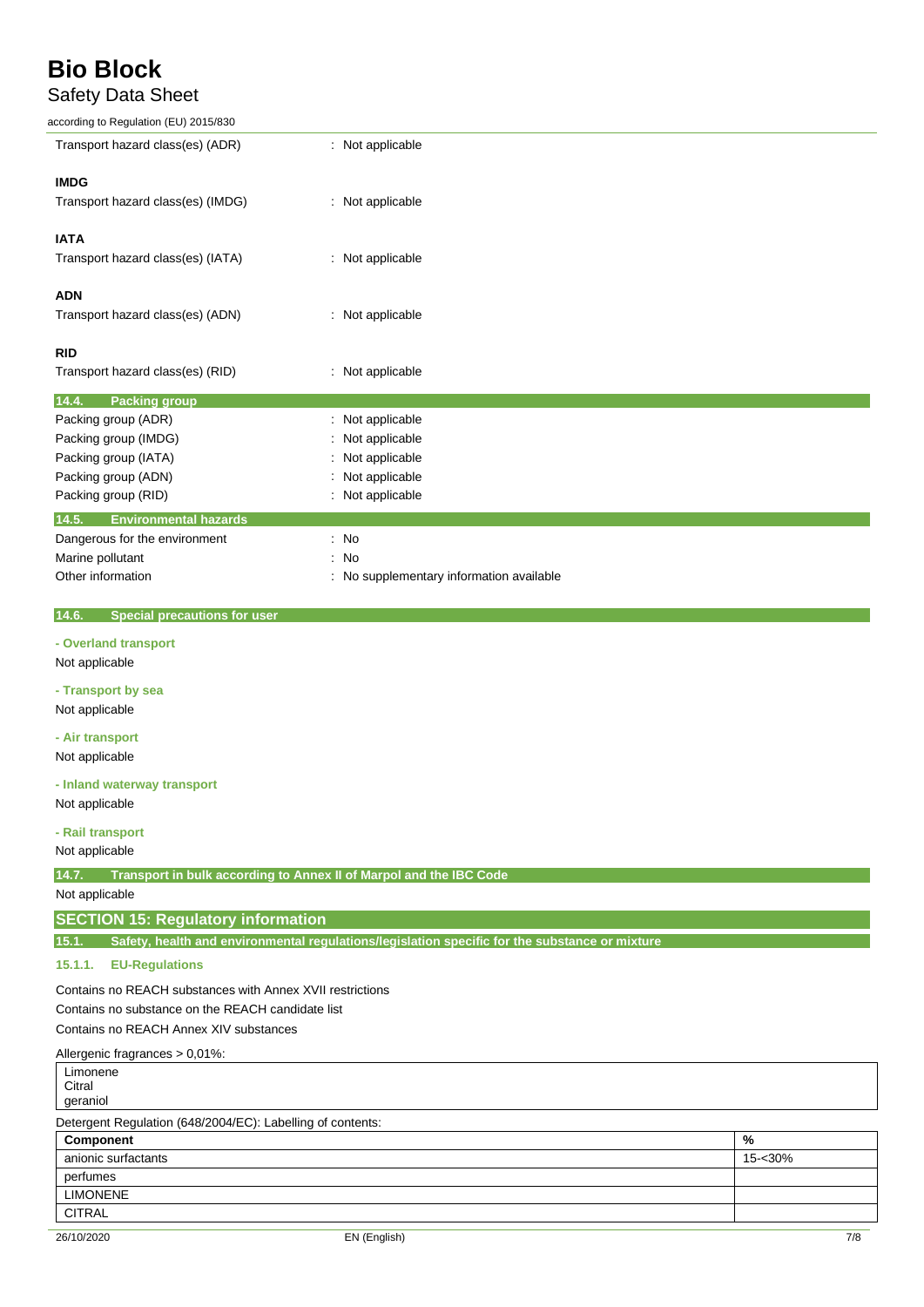| | |
|---|---|
| Transport hazard class(es) (ADR) | : Not applicable |

**IMDG**

| | |
|---|---|
| Transport hazard class(es) (IMDG) | : Not applicable |

**IATA**

| | |
|---|---|
| Transport hazard class(es) (IATA) | : Not applicable |

**ADN**

| | |
|---|---|
| Transport hazard class(es) (ADN) | : Not applicable |

**RID**

| | |
|---|---|
| Transport hazard class(es) (RID) | : Not applicable |

### 14.4. Packing group

| | |
|---|---|
| Packing group (ADR) | : Not applicable |
| Packing group (IMDG) | : Not applicable |
| Packing group (IATA) | : Not applicable |
| Packing group (ADN) | : Not applicable |
| Packing group (RID) | : Not applicable |

### 14.5. Environmental hazards

| | |
|---|---|
| Dangerous for the environment | : No |
| Marine pollutant | : No |
| Other information | : No supplementary information available |

### 14.6. Special precautions for user

**- Overland transport**

Not applicable

**- Transport by sea**

Not applicable

**- Air transport**

Not applicable

**- Inland waterway transport**

Not applicable

**- Rail transport**

Not applicable

### 14.7. Transport in bulk according to Annex II of Marpol and the IBC Code

Not applicable

## SECTION 15: Regulatory information

### 15.1. Safety, health and environmental regulations/legislation specific for the substance or mixture

#### 15.1.1. EU-Regulations

Contains no REACH substances with Annex XVII restrictions

Contains no substance on the REACH candidate list

Contains no REACH Annex XIV substances

Allergenic fragrances > 0,01%:

| |
|---|
| Limonene<br>Citral<br>geraniol |

Detergent Regulation (648/2004/EC): Labelling of contents:

| Component | % |
|---|---|
| anionic surfactants | 15-<30% |
| perfumes | |
| LIMONENE | |
| CITRAL | |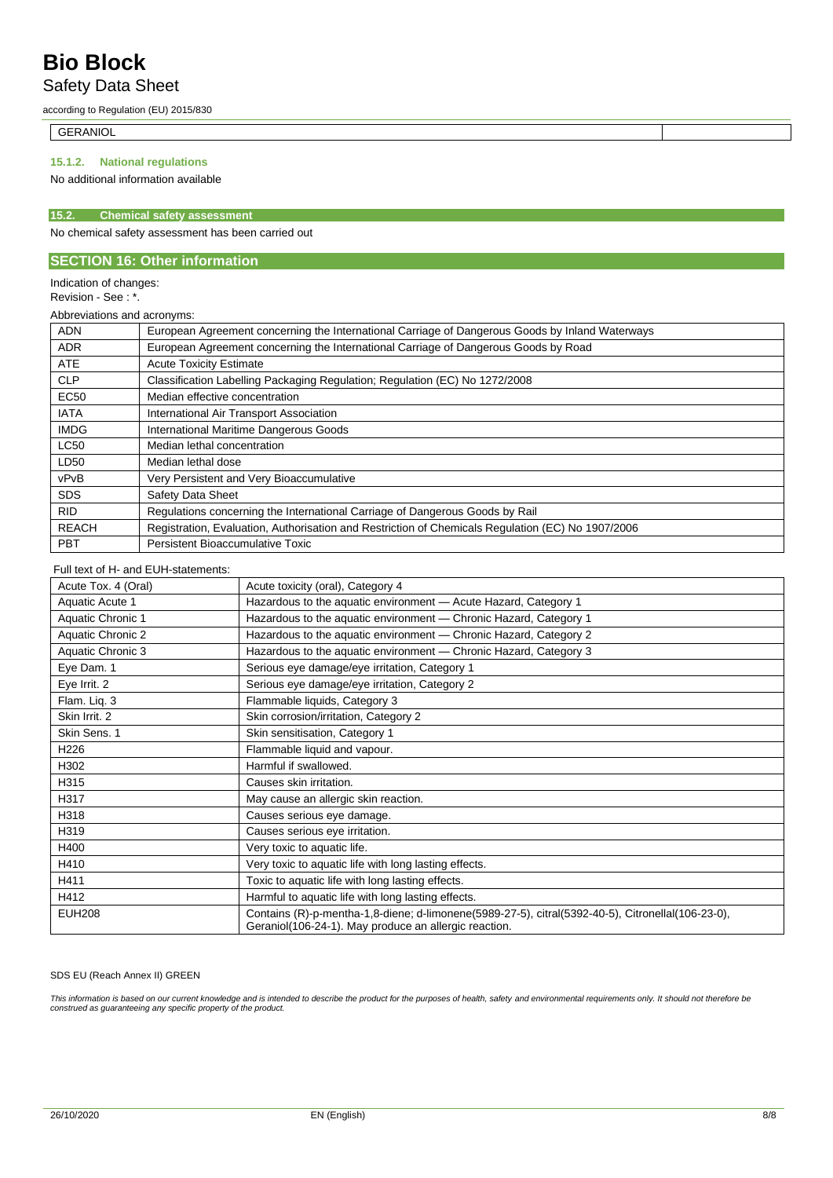| GERANIOL | |
|---|---|

#### 15.1.2. National regulations

No additional information available

### 15.2. Chemical safety assessment

No chemical safety assessment has been carried out

## SECTION 16: Other information

Indication of changes:
Revision - See : *.

Abbreviations and acronyms:

| | |
|---|---|
| ADN | European Agreement concerning the International Carriage of Dangerous Goods by Inland Waterways |
| ADR | European Agreement concerning the International Carriage of Dangerous Goods by Road |
| ATE | Acute Toxicity Estimate |
| CLP | Classification Labelling Packaging Regulation; Regulation (EC) No 1272/2008 |
| EC50 | Median effective concentration |
| IATA | International Air Transport Association |
| IMDG | International Maritime Dangerous Goods |
| LC50 | Median lethal concentration |
| LD50 | Median lethal dose |
| vPvB | Very Persistent and Very Bioaccumulative |
| SDS | Safety Data Sheet |
| RID | Regulations concerning the International Carriage of Dangerous Goods by Rail |
| REACH | Registration, Evaluation, Authorisation and Restriction of Chemicals Regulation (EC) No 1907/2006 |
| PBT | Persistent Bioaccumulative Toxic |

Full text of H- and EUH-statements:

| | |
|---|---|
| Acute Tox. 4 (Oral) | Acute toxicity (oral), Category 4 |
| Aquatic Acute 1 | Hazardous to the aquatic environment — Acute Hazard, Category 1 |
| Aquatic Chronic 1 | Hazardous to the aquatic environment — Chronic Hazard, Category 1 |
| Aquatic Chronic 2 | Hazardous to the aquatic environment — Chronic Hazard, Category 2 |
| Aquatic Chronic 3 | Hazardous to the aquatic environment — Chronic Hazard, Category 3 |
| Eye Dam. 1 | Serious eye damage/eye irritation, Category 1 |
| Eye Irrit. 2 | Serious eye damage/eye irritation, Category 2 |
| Flam. Liq. 3 | Flammable liquids, Category 3 |
| Skin Irrit. 2 | Skin corrosion/irritation, Category 2 |
| Skin Sens. 1 | Skin sensitisation, Category 1 |
| H226 | Flammable liquid and vapour. |
| H302 | Harmful if swallowed. |
| H315 | Causes skin irritation. |
| H317 | May cause an allergic skin reaction. |
| H318 | Causes serious eye damage. |
| H319 | Causes serious eye irritation. |
| H400 | Very toxic to aquatic life. |
| H410 | Very toxic to aquatic life with long lasting effects. |
| H411 | Toxic to aquatic life with long lasting effects. |
| H412 | Harmful to aquatic life with long lasting effects. |
| EUH208 | Contains (R)-p-mentha-1,8-diene; d-limonene(5989-27-5), citral(5392-40-5), Citronellal(106-23-0), Geraniol(106-24-1). May produce an allergic reaction. |

SDS EU (Reach Annex II) GREEN

*This information is based on our current knowledge and is intended to describe the product for the purposes of health, safety and environmental requirements only. It should not therefore be construed as guaranteeing any specific property of the product.*